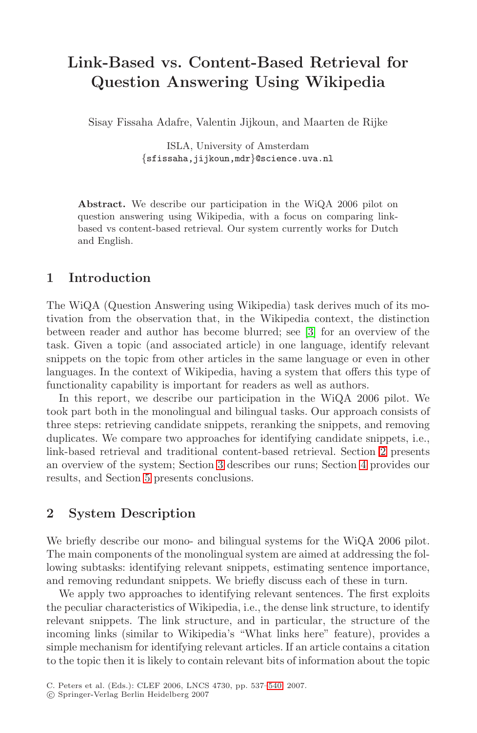# Link-Based vs. Content-Based Retrieval for Question Answering Using Wikipedia

Sisay Fissaha Adafre, Valentin Jijkoun, and Maarten de Rijke

ISLA, University of Amsterdam
{sfissaha,jijkoun,mdr}@science.uva.nl

**Abstract.** We describe our participation in the WiQA 2006 pilot on question answering using Wikipedia, with a focus on comparing link-based vs content-based retrieval. Our system currently works for Dutch and English.

## 1 Introduction

The WiQA (Question Answering using Wikipedia) task derives much of its motivation from the observation that, in the Wikipedia context, the distinction between reader and author has become blurred; see [3] for an overview of the task. Given a topic (and associated article) in one language, identify relevant snippets on the topic from other articles in the same language or even in other languages. In the context of Wikipedia, having a system that offers this type of functionality capability is important for readers as well as authors.

In this report, we describe our participation in the WiQA 2006 pilot. We took part both in the monolingual and bilingual tasks. Our approach consists of three steps: retrieving candidate snippets, reranking the snippets, and removing duplicates. We compare two approaches for identifying candidate snippets, i.e., link-based retrieval and traditional content-based retrieval. Section 2 presents an overview of the system; Section 3 describes our runs; Section 4 provides our results, and Section 5 presents conclusions.

## 2 System Description

We briefly describe our mono- and bilingual systems for the WiQA 2006 pilot. The main components of the monolingual system are aimed at addressing the following subtasks: identifying relevant snippets, estimating sentence importance, and removing redundant snippets. We briefly discuss each of these in turn.

We apply two approaches to identifying relevant sentences. The first exploits the peculiar characteristics of Wikipedia, i.e., the dense link structure, to identify relevant snippets. The link structure, and in particular, the structure of the incoming links (similar to Wikipedia's "What links here" feature), provides a simple mechanism for identifying relevant articles. If an article contains a citation to the topic then it is likely to contain relevant bits of information about the topic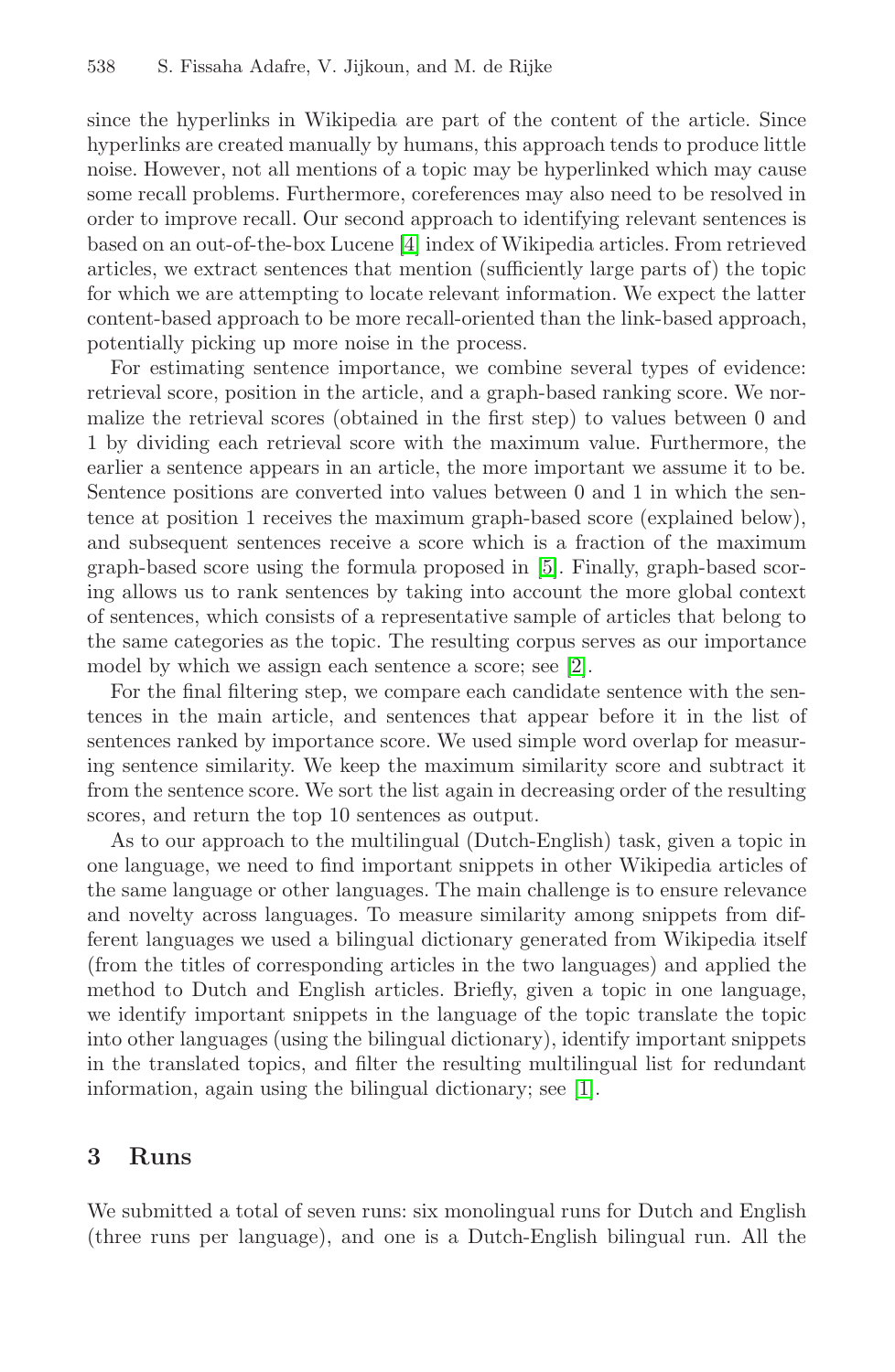since the hyperlinks in Wikipedia are part of the content of the article. Since hyperlinks are created manually by humans, this approach tends to produce little noise. However, not all mentions of a topic may be hyperlinked which may cause some recall problems. Furthermore, coreferences may also need to be resolved in order to improve recall. Our second approach to identifying relevant sentences is based on an out-of-the-box Lucene [4] index of Wikipedia articles. From retrieved articles, we extract sentences that mention (sufficiently large parts of) the topic for which we are attempting to locate relevant information. We expect the latter content-based approach to be more recall-oriented than the link-based approach, potentially picking up more noise in the process.

For estimating sentence importance, we combine several types of evidence: retrieval score, position in the article, and a graph-based ranking score. We normalize the retrieval scores (obtained in the first step) to values between 0 and 1 by dividing each retrieval score with the maximum value. Furthermore, the earlier a sentence appears in an article, the more important we assume it to be. Sentence positions are converted into values between 0 and 1 in which the sentence at position 1 receives the maximum graph-based score (explained below), and subsequent sentences receive a score which is a fraction of the maximum graph-based score using the formula proposed in [5]. Finally, graph-based scoring allows us to rank sentences by taking into account the more global context of sentences, which consists of a representative sample of articles that belong to the same categories as the topic. The resulting corpus serves as our importance model by which we assign each sentence a score; see [2].

For the final filtering step, we compare each candidate sentence with the sentences in the main article, and sentences that appear before it in the list of sentences ranked by importance score. We used simple word overlap for measuring sentence similarity. We keep the maximum similarity score and subtract it from the sentence score. We sort the list again in decreasing order of the resulting scores, and return the top 10 sentences as output.

As to our approach to the multilingual (Dutch-English) task, given a topic in one language, we need to find important snippets in other Wikipedia articles of the same language or other languages. The main challenge is to ensure relevance and novelty across languages. To measure similarity among snippets from different languages we used a bilingual dictionary generated from Wikipedia itself (from the titles of corresponding articles in the two languages) and applied the method to Dutch and English articles. Briefly, given a topic in one language, we identify important snippets in the language of the topic translate the topic into other languages (using the bilingual dictionary), identify important snippets in the translated topics, and filter the resulting multilingual list for redundant information, again using the bilingual dictionary; see [1].

## 3 Runs

We submitted a total of seven runs: six monolingual runs for Dutch and English (three runs per language), and one is a Dutch-English bilingual run. All the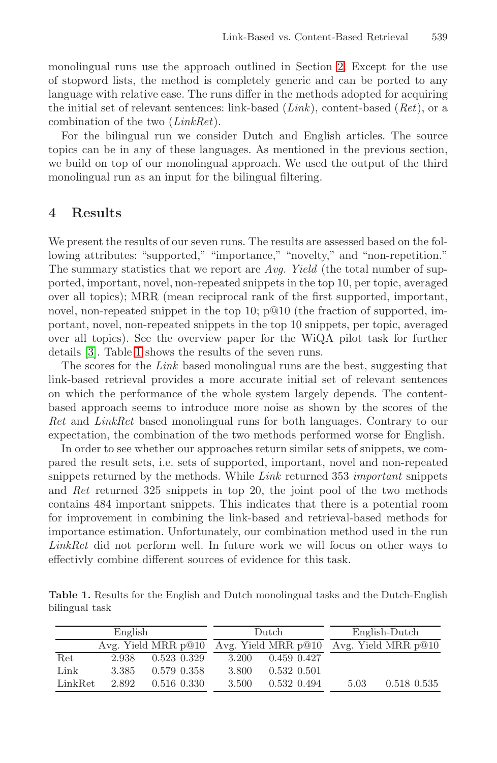monolingual runs use the approach outlined in Section 2. Except for the use of stopword lists, the method is completely generic and can be ported to any language with relative ease. The runs differ in the methods adopted for acquiring the initial set of relevant sentences: link-based (*Link*), content-based (*Ret*), or a combination of the two (*LinkRet*).

For the bilingual run we consider Dutch and English articles. The source topics can be in any of these languages. As mentioned in the previous section, we build on top of our monolingual approach. We used the output of the third monolingual run as an input for the bilingual filtering.

## 4 Results

We present the results of our seven runs. The results are assessed based on the following attributes: "supported," "importance," "novelty," and "non-repetition." The summary statistics that we report are *Avg. Yield* (the total number of supported, important, novel, non-repeated snippets in the top 10, per topic, averaged over all topics); MRR (mean reciprocal rank of the first supported, important, novel, non-repeated snippet in the top 10; p@10 (the fraction of supported, important, novel, non-repeated snippets in the top 10 snippets, per topic, averaged over all topics). See the overview paper for the WiQA pilot task for further details [3]. Table 1 shows the results of the seven runs.

The scores for the *Link* based monolingual runs are the best, suggesting that link-based retrieval provides a more accurate initial set of relevant sentences on which the performance of the whole system largely depends. The content-based approach seems to introduce more noise as shown by the scores of the *Ret* and *LinkRet* based monolingual runs for both languages. Contrary to our expectation, the combination of the two methods performed worse for English.

In order to see whether our approaches return similar sets of snippets, we compared the result sets, i.e. sets of supported, important, novel and non-repeated snippets returned by the methods. While *Link* returned 353 *important* snippets and *Ret* returned 325 snippets in top 20, the joint pool of the two methods contains 484 important snippets. This indicates that there is a potential room for improvement in combining the link-based and retrieval-based methods for importance estimation. Unfortunately, our combination method used in the run *LinkRet* did not perform well. In future work we will focus on other ways to effectivly combine different sources of evidence for this task.

**Table 1.** Results for the English and Dutch monolingual tasks and the Dutch-English bilingual task

| | English | | | Dutch | | | English-Dutch | | |
|---|---|---|---|---|---|---|---|---|---|
| | Avg. Yield | MRR | p@10 | Avg. Yield | MRR | p@10 | Avg. Yield | MRR | p@10 |
| Ret | 2.938 | 0.523 | 0.329 | 3.200 | 0.459 | 0.427 | | | |
| Link | 3.385 | 0.579 | 0.358 | 3.800 | 0.532 | 0.501 | | | |
| LinkRet | 2.892 | 0.516 | 0.330 | 3.500 | 0.532 | 0.494 | 5.03 | 0.518 | 0.535 |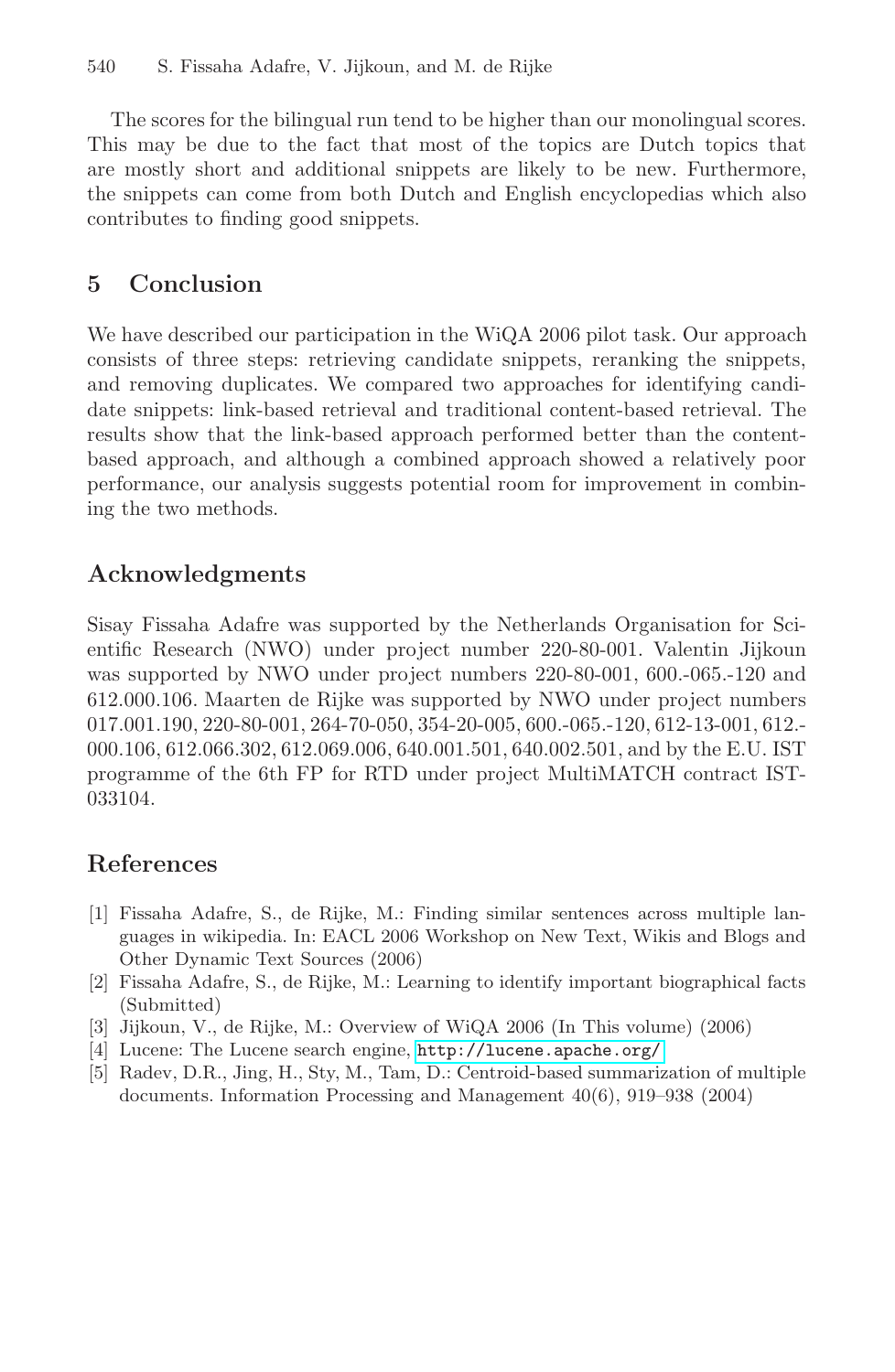The scores for the bilingual run tend to be higher than our monolingual scores. This may be due to the fact that most of the topics are Dutch topics that are mostly short and additional snippets are likely to be new. Furthermore, the snippets can come from both Dutch and English encyclopedias which also contributes to finding good snippets.

## 5 Conclusion

We have described our participation in the WiQA 2006 pilot task. Our approach consists of three steps: retrieving candidate snippets, reranking the snippets, and removing duplicates. We compared two approaches for identifying candidate snippets: link-based retrieval and traditional content-based retrieval. The results show that the link-based approach performed better than the content-based approach, and although a combined approach showed a relatively poor performance, our analysis suggests potential room for improvement in combining the two methods.

## Acknowledgments

Sisay Fissaha Adafre was supported by the Netherlands Organisation for Scientific Research (NWO) under project number 220-80-001. Valentin Jijkoun was supported by NWO under project numbers 220-80-001, 600.-065.-120 and 612.000.106. Maarten de Rijke was supported by NWO under project numbers 017.001.190, 220-80-001, 264-70-050, 354-20-005, 600.-065.-120, 612-13-001, 612.-000.106, 612.066.302, 612.069.006, 640.001.501, 640.002.501, and by the E.U. IST programme of the 6th FP for RTD under project MultiMATCH contract IST-033104.

## References

[1] Fissaha Adafre, S., de Rijke, M.: Finding similar sentences across multiple languages in wikipedia. In: EACL 2006 Workshop on New Text, Wikis and Blogs and Other Dynamic Text Sources (2006)

[2] Fissaha Adafre, S., de Rijke, M.: Learning to identify important biographical facts (Submitted)

[3] Jijkoun, V., de Rijke, M.: Overview of WiQA 2006 (In This volume) (2006)

[4] Lucene: The Lucene search engine, http://lucene.apache.org/

[5] Radev, D.R., Jing, H., Sty, M., Tam, D.: Centroid-based summarization of multiple documents. Information Processing and Management 40(6), 919–938 (2004)